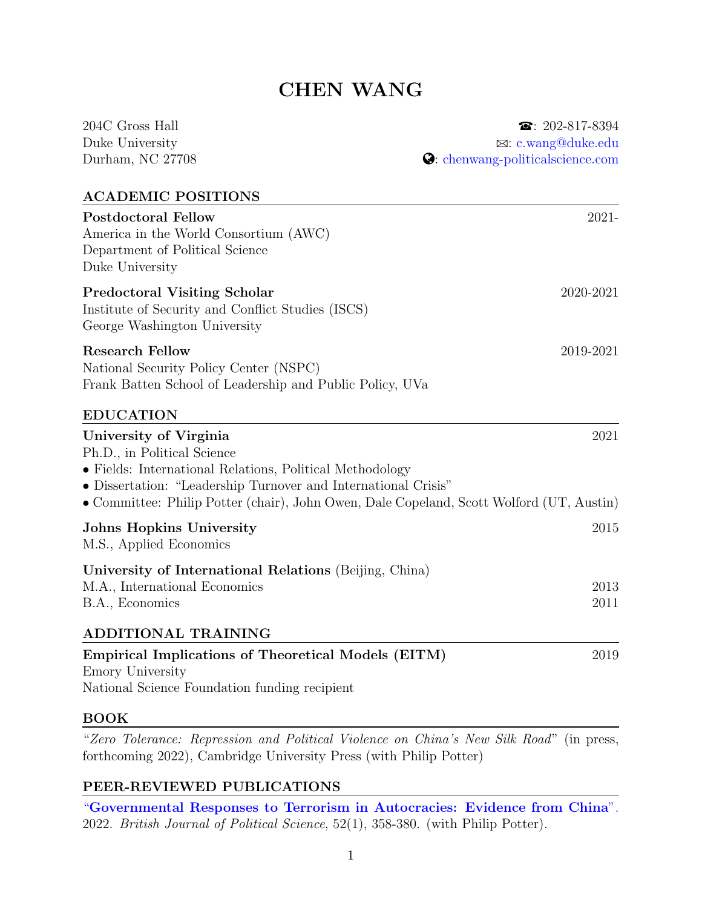# CHEN WANG

204C Gross Hall
Duke University
Durham, NC 27708

☎: 202-817-8394
✉: c.wang@duke.edu
🌐: chenwang-politicalscience.com

## ACADEMIC POSITIONS

**Postdoctoral Fellow** 2021-
America in the World Consortium (AWC)
Department of Political Science
Duke University

**Predoctoral Visiting Scholar** 2020-2021
Institute of Security and Conflict Studies (ISCS)
George Washington University

**Research Fellow** 2019-2021
National Security Policy Center (NSPC)
Frank Batten School of Leadership and Public Policy, UVa

## EDUCATION

**University of Virginia** 2021
Ph.D., in Political Science
- Fields: International Relations, Political Methodology
- Dissertation: "Leadership Turnover and International Crisis"
- Committee: Philip Potter (chair), John Owen, Dale Copeland, Scott Wolford (UT, Austin)

**Johns Hopkins University** 2015
M.S., Applied Economics

**University of International Relations** (Beijing, China)
M.A., International Economics 2013
B.A., Economics 2011

## ADDITIONAL TRAINING

**Empirical Implications of Theoretical Models (EITM)** 2019
Emory University
National Science Foundation funding recipient

## BOOK

"*Zero Tolerance: Repression and Political Violence on China's New Silk Road*" (in press, forthcoming 2022), Cambridge University Press (with Philip Potter)

## PEER-REVIEWED PUBLICATIONS

"Governmental Responses to Terrorism in Autocracies: Evidence from China". 2022. *British Journal of Political Science*, 52(1), 358-380. (with Philip Potter).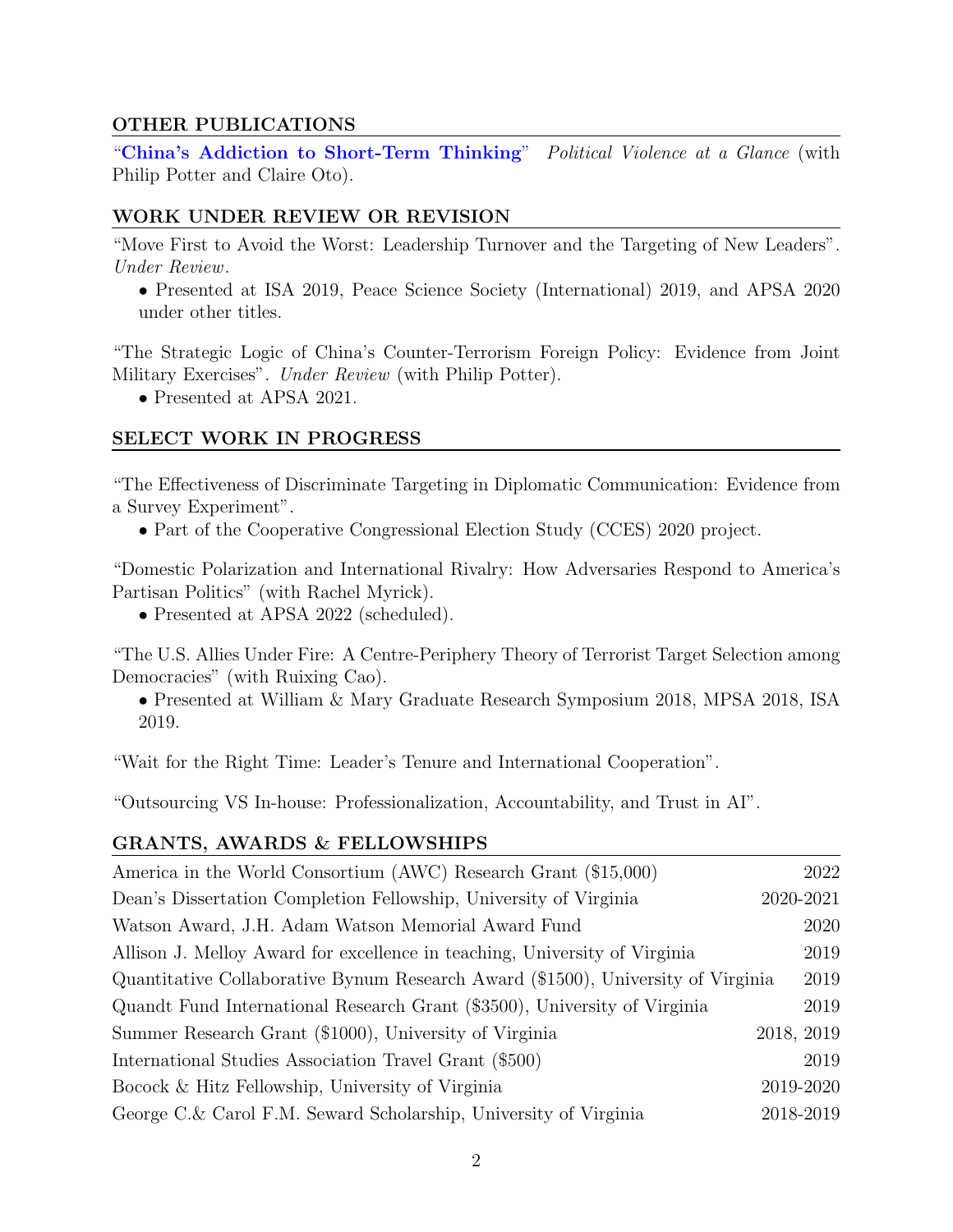## OTHER PUBLICATIONS

**"China's Addiction to Short-Term Thinking"** *Political Violence at a Glance* (with Philip Potter and Claire Oto).

## WORK UNDER REVIEW OR REVISION

"Move First to Avoid the Worst: Leadership Turnover and the Targeting of New Leaders". *Under Review*.

- Presented at ISA 2019, Peace Science Society (International) 2019, and APSA 2020 under other titles.

"The Strategic Logic of China's Counter-Terrorism Foreign Policy: Evidence from Joint Military Exercises". *Under Review* (with Philip Potter).

- Presented at APSA 2021.

## SELECT WORK IN PROGRESS

"The Effectiveness of Discriminate Targeting in Diplomatic Communication: Evidence from a Survey Experiment".

- Part of the Cooperative Congressional Election Study (CCES) 2020 project.

"Domestic Polarization and International Rivalry: How Adversaries Respond to America's Partisan Politics" (with Rachel Myrick).

- Presented at APSA 2022 (scheduled).

"The U.S. Allies Under Fire: A Centre-Periphery Theory of Terrorist Target Selection among Democracies" (with Ruixing Cao).

- Presented at William & Mary Graduate Research Symposium 2018, MPSA 2018, ISA 2019.

"Wait for the Right Time: Leader's Tenure and International Cooperation".

"Outsourcing VS In-house: Professionalization, Accountability, and Trust in AI".

## GRANTS, AWARDS & FELLOWSHIPS

| | |
|---|---|
| America in the World Consortium (AWC) Research Grant ($15,000) | 2022 |
| Dean's Dissertation Completion Fellowship, University of Virginia | 2020-2021 |
| Watson Award, J.H. Adam Watson Memorial Award Fund | 2020 |
| Allison J. Melloy Award for excellence in teaching, University of Virginia | 2019 |
| Quantitative Collaborative Bynum Research Award ($1500), University of Virginia | 2019 |
| Quandt Fund International Research Grant ($3500), University of Virginia | 2019 |
| Summer Research Grant ($1000), University of Virginia | 2018, 2019 |
| International Studies Association Travel Grant ($500) | 2019 |
| Bocock & Hitz Fellowship, University of Virginia | 2019-2020 |
| George C.& Carol F.M. Seward Scholarship, University of Virginia | 2018-2019 |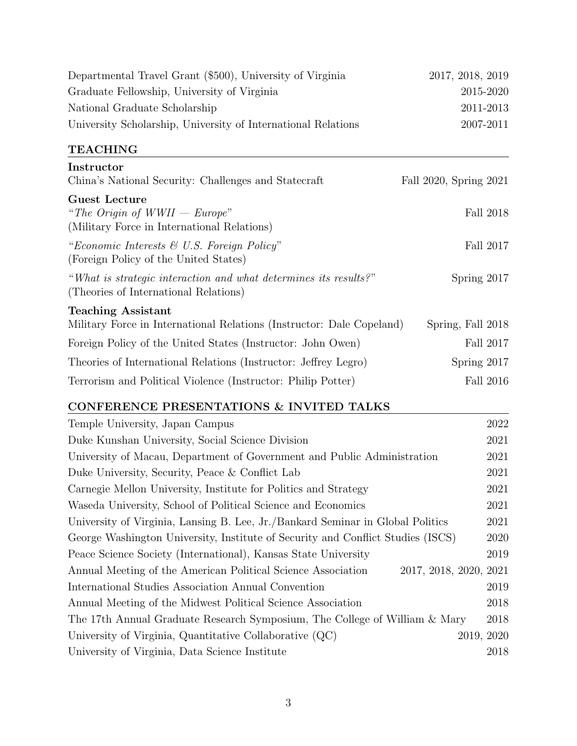Departmental Travel Grant ($500), University of Virginia — 2017, 2018, 2019

Graduate Fellowship, University of Virginia — 2015-2020

National Graduate Scholarship — 2011-2013

University Scholarship, University of International Relations — 2007-2011

## TEACHING

### Instructor

China's National Security: Challenges and Statecraft — Fall 2020, Spring 2021

### Guest Lecture

"*The Origin of WWII — Europe*" (Military Force in International Relations) — Fall 2018

"*Economic Interests & U.S. Foreign Policy*" (Foreign Policy of the United States) — Fall 2017

"*What is strategic interaction and what determines its results?*" (Theories of International Relations) — Spring 2017

### Teaching Assistant

Military Force in International Relations (Instructor: Dale Copeland) — Spring, Fall 2018

Foreign Policy of the United States (Instructor: John Owen) — Fall 2017

Theories of International Relations (Instructor: Jeffrey Legro) — Spring 2017

Terrorism and Political Violence (Instructor: Philip Potter) — Fall 2016

## CONFERENCE PRESENTATIONS & INVITED TALKS

Temple University, Japan Campus — 2022

Duke Kunshan University, Social Science Division — 2021

University of Macau, Department of Government and Public Administration — 2021

Duke University, Security, Peace & Conflict Lab — 2021

Carnegie Mellon University, Institute for Politics and Strategy — 2021

Waseda University, School of Political Science and Economics — 2021

University of Virginia, Lansing B. Lee, Jr./Bankard Seminar in Global Politics — 2021

George Washington University, Institute of Security and Conflict Studies (ISCS) — 2020

Peace Science Society (International), Kansas State University — 2019

Annual Meeting of the American Political Science Association — 2017, 2018, 2020, 2021

International Studies Association Annual Convention — 2019

Annual Meeting of the Midwest Political Science Association — 2018

The 17th Annual Graduate Research Symposium, The College of William & Mary — 2018

University of Virginia, Quantitative Collaborative (QC) — 2019, 2020

University of Virginia, Data Science Institute — 2018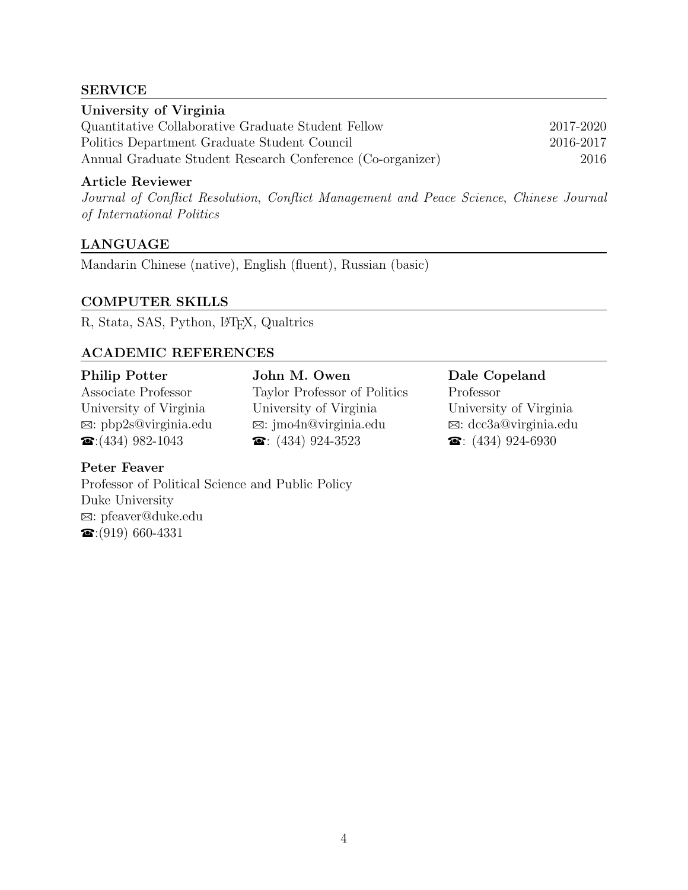## SERVICE

**University of Virginia**

Quantitative Collaborative Graduate Student Fellow 2017-2020

Politics Department Graduate Student Council 2016-2017

Annual Graduate Student Research Conference (Co-organizer) 2016

**Article Reviewer**

*Journal of Conflict Resolution*, *Conflict Management and Peace Science*, *Chinese Journal of International Politics*

## LANGUAGE

Mandarin Chinese (native), English (fluent), Russian (basic)

## COMPUTER SKILLS

R, Stata, SAS, Python, LaTeX, Qualtrics

## ACADEMIC REFERENCES

**Philip Potter**
Associate Professor
University of Virginia
✉: pbp2s@virginia.edu
☎:(434) 982-1043

**John M. Owen**
Taylor Professor of Politics
University of Virginia
✉: jmo4n@virginia.edu
☎: (434) 924-3523

**Dale Copeland**
Professor
University of Virginia
✉: dcc3a@virginia.edu
☎: (434) 924-6930

**Peter Feaver**
Professor of Political Science and Public Policy
Duke University
✉: pfeaver@duke.edu
☎:(919) 660-4331